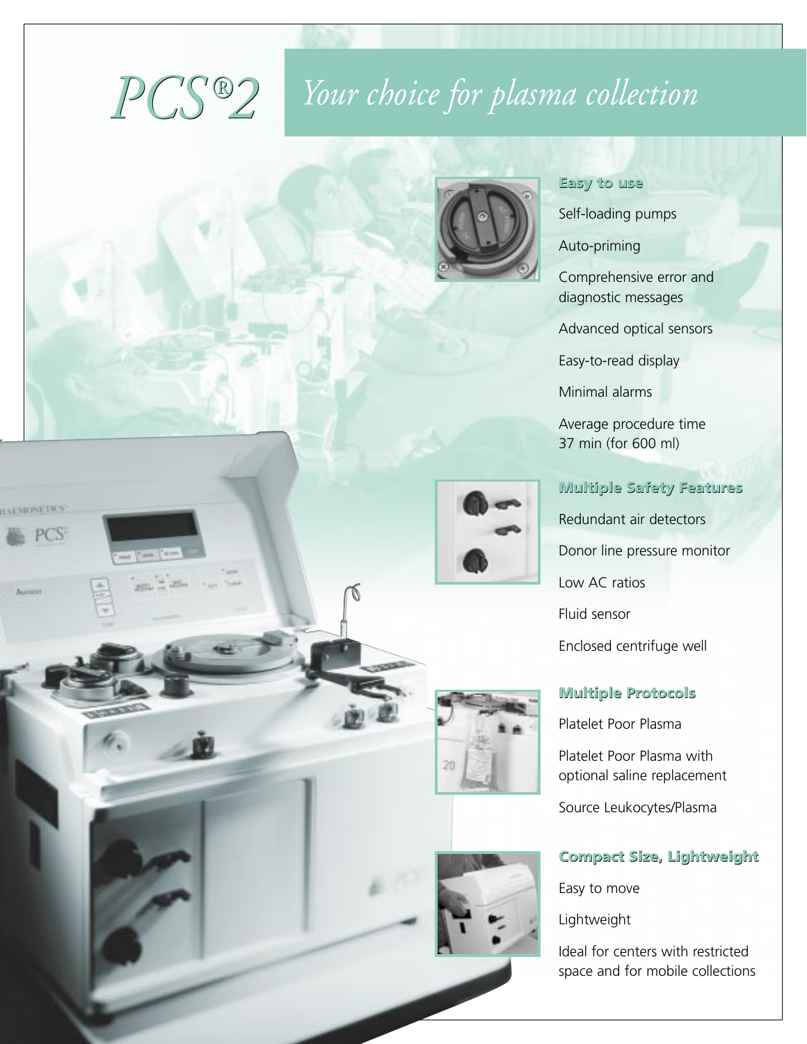# PCS®2 *Your choice for plasma collection*

### Easy to use

Self-loading pumps

Auto-priming

Comprehensive error and diagnostic messages

Advanced optical sensors

Easy-to-read display

Minimal alarms

Average procedure time 37 min (for 600 ml)

### Multiple Safety Features

Redundant air detectors

Donor line pressure monitor

Low AC ratios

Fluid sensor

Enclosed centrifuge well

### Multiple Protocols

Platelet Poor Plasma

Platelet Poor Plasma with optional saline replacement

Source Leukocytes/Plasma

### Compact Size, Lightweight

Easy to move

Lightweight

Ideal for centers with restricted space and for mobile collections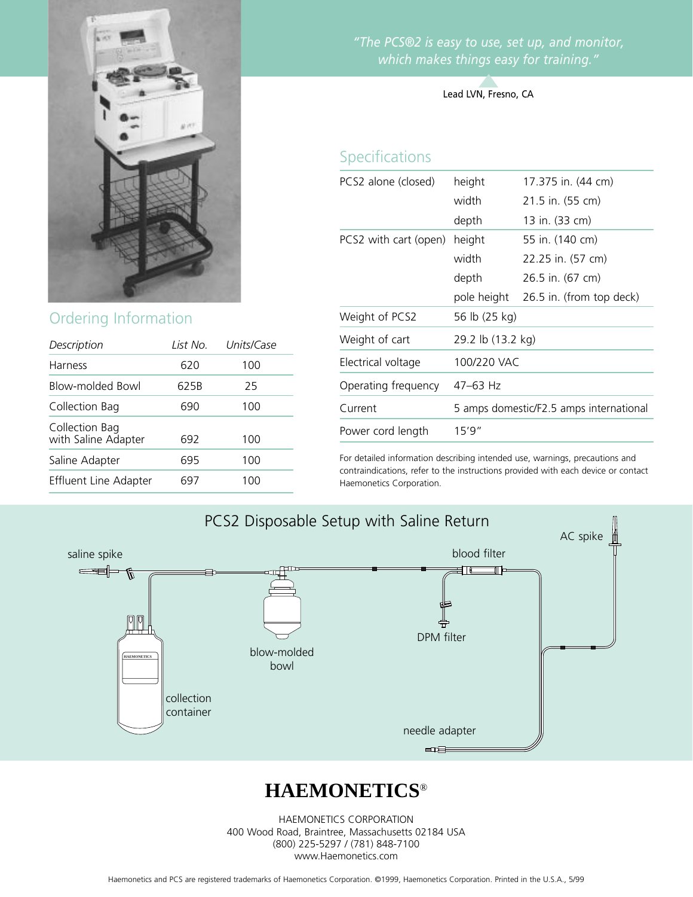*"The PCS®2 is easy to use, set up, and monitor, which makes things easy for training."*

Lead LVN, Fresno, CA

## Ordering Information

| *Description* | *List No.* | *Units/Case* |
|---|---|---|
| Harness | 620 | 100 |
| Blow-molded Bowl | 625B | 25 |
| Collection Bag | 690 | 100 |
| Collection Bag with Saline Adapter | 692 | 100 |
| Saline Adapter | 695 | 100 |
| Effluent Line Adapter | 697 | 100 |

## Specifications

| | | |
|---|---|---|
| PCS2 alone (closed) | height | 17.375 in. (44 cm) |
| | width | 21.5 in. (55 cm) |
| | depth | 13 in. (33 cm) |
| PCS2 with cart (open) | height | 55 in. (140 cm) |
| | width | 22.25 in. (57 cm) |
| | depth | 26.5 in. (67 cm) |
| | pole height | 26.5 in. (from top deck) |
| Weight of PCS2 | 56 lb (25 kg) | |
| Weight of cart | 29.2 lb (13.2 kg) | |
| Electrical voltage | 100/220 VAC | |
| Operating frequency | 47–63 Hz | |
| Current | 5 amps domestic/F2.5 amps international | |
| Power cord length | 15'9" | |

For detailed information describing intended use, warnings, precautions and contraindications, refer to the instructions provided with each device or contact Haemonetics Corporation.

## PCS2 Disposable Setup with Saline Return

saline spike

blood filter

AC spike

DPM filter

blow-molded bowl

collection container

needle adapter

**HAEMONETICS®**

HAEMONETICS CORPORATION
400 Wood Road, Braintree, Massachusetts 02184 USA
(800) 225-5297 / (781) 848-7100
www.Haemonetics.com

Haemonetics and PCS are registered trademarks of Haemonetics Corporation. ©1999, Haemonetics Corporation. Printed in the U.S.A., 5/99